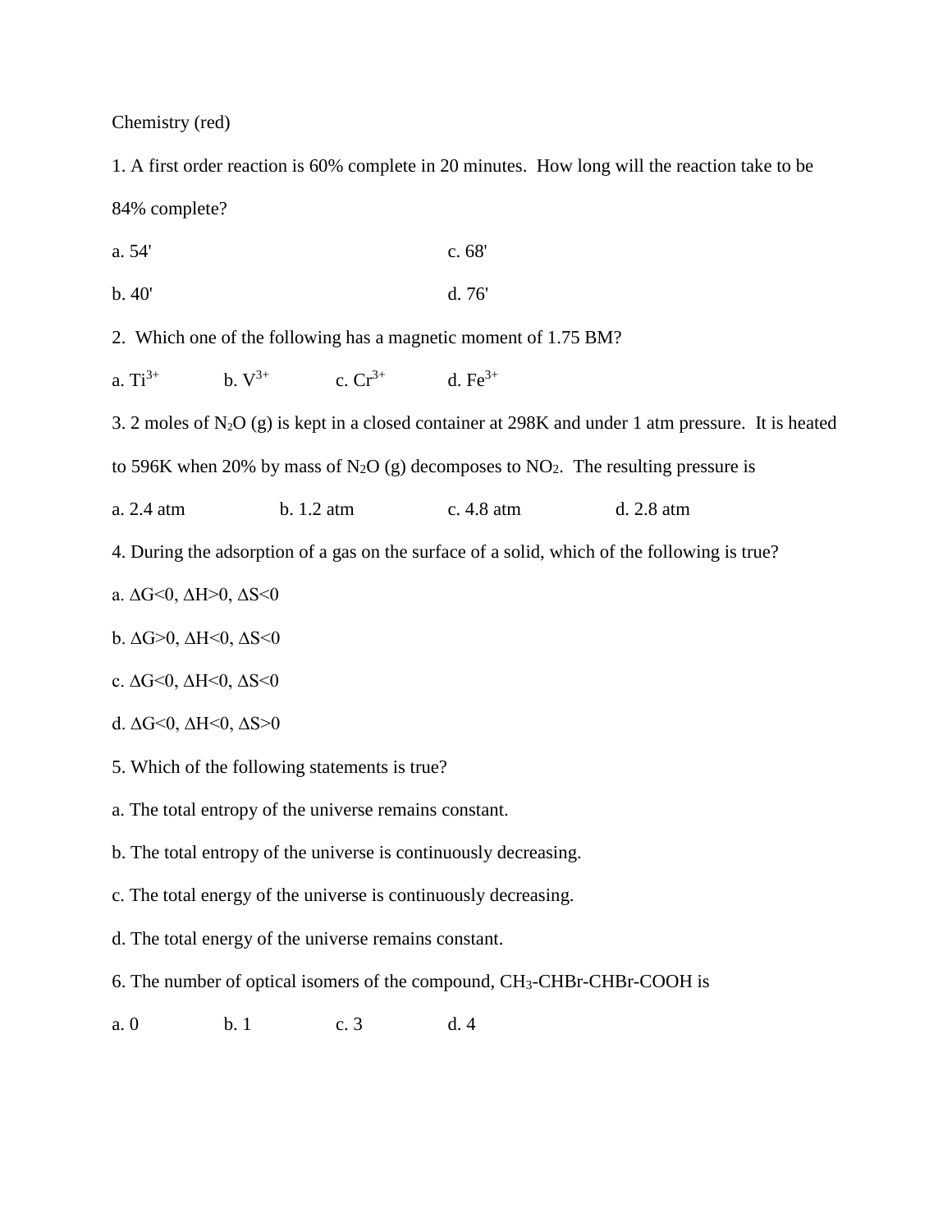Chemistry (red)

1. A first order reaction is 60% complete in 20 minutes. How long will the reaction take to be 84% complete?

a. 54'

c. 68'

b. 40'

d. 76'

2. Which one of the following has a magnetic moment of 1.75 BM?

a. $Ti^{3+}$ b. $V^{3+}$ c. $Cr^{3+}$ d. $Fe^{3+}$

3. 2 moles of $N_2O$ (g) is kept in a closed container at 298K and under 1 atm pressure. It is heated to 596K when 20% by mass of $N_2O$ (g) decomposes to $NO_2$. The resulting pressure is

a. 2.4 atm b. 1.2 atm c. 4.8 atm d. 2.8 atm

4. During the adsorption of a gas on the surface of a solid, which of the following is true?

a. $\Delta G<0$, $\Delta H>0$, $\Delta S<0$

b. $\Delta G>0$, $\Delta H<0$, $\Delta S<0$

c. $\Delta G<0$, $\Delta H<0$, $\Delta S<0$

d. $\Delta G<0$, $\Delta H<0$, $\Delta S>0$

5. Which of the following statements is true?

a. The total entropy of the universe remains constant.

b. The total entropy of the universe is continuously decreasing.

c. The total energy of the universe is continuously decreasing.

d. The total energy of the universe remains constant.

6. The number of optical isomers of the compound, $CH_3$-CHBr-CHBr-COOH is

a. 0 b. 1 c. 3 d. 4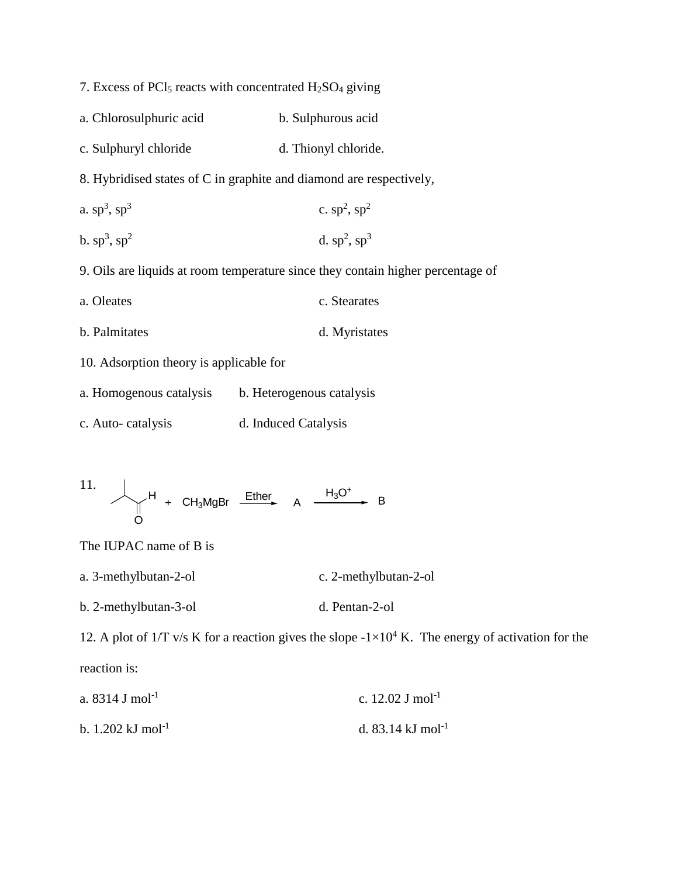7. Excess of $PCl_5$ reacts with concentrated $H_2SO_4$ giving

a. Chlorosulphuric acid

b. Sulphurous acid

c. Sulphuryl chloride

d. Thionyl chloride.

8. Hybridised states of C in graphite and diamond are respectively,

a. $sp^3$, $sp^3$

c. $sp^2$, $sp^2$

b. $sp^3$, $sp^2$

d. $sp^2$, $sp^3$

9. Oils are liquids at room temperature since they contain higher percentage of

a. Oleates

c. Stearates

b. Palmitates

d. Myristates

10. Adsorption theory is applicable for

a. Homogenous catalysis

b. Heterogenous catalysis

c. Auto- catalysis

d. Induced Catalysis

11. $(CH_3)_2CH\text{-}CHO$ + $CH_3MgBr$ $\xrightarrow{\text{Ether}}$ A $\xrightarrow{H_3O^+}$ B

The IUPAC name of B is

a. 3-methylbutan-2-ol

c. 2-methylbutan-2-ol

b. 2-methylbutan-3-ol

d. Pentan-2-ol

12. A plot of 1/T v/s K for a reaction gives the slope $-1\times10^4$ K. The energy of activation for the reaction is:

a. 8314 J $mol^{-1}$

c. 12.02 J $mol^{-1}$

b. 1.202 kJ $mol^{-1}$

d. 83.14 kJ $mol^{-1}$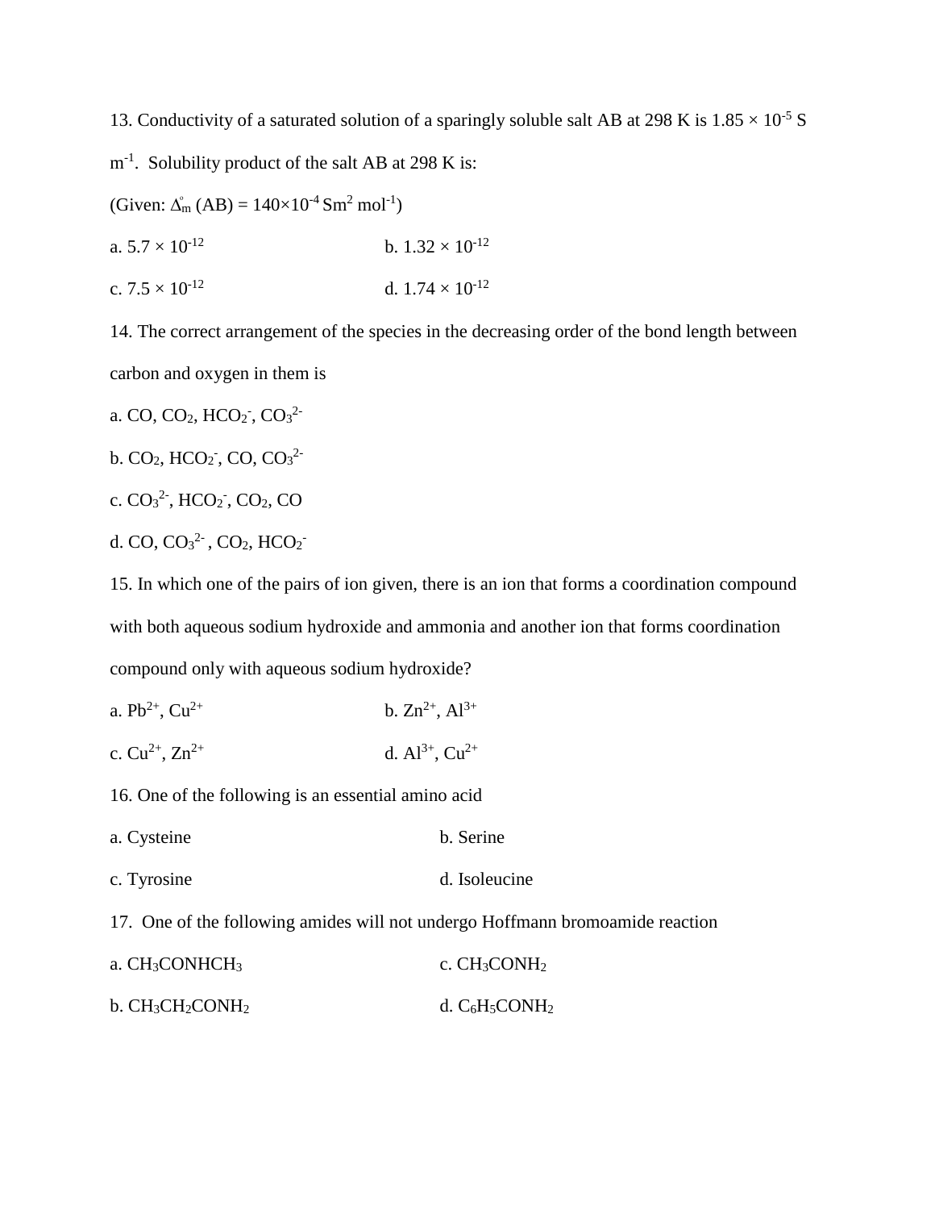13. Conductivity of a saturated solution of a sparingly soluble salt AB at 298 K is $1.85 \times 10^{-5}$ S $m^{-1}$. Solubility product of the salt AB at 298 K is:

(Given: $\Lambda^{\circ}_{m}$ (AB) = $140 \times 10^{-4}$ $Sm^2$ $mol^{-1}$)

a. $5.7 \times 10^{-12}$ b. $1.32 \times 10^{-12}$

c. $7.5 \times 10^{-12}$ d. $1.74 \times 10^{-12}$

14. The correct arrangement of the species in the decreasing order of the bond length between carbon and oxygen in them is

a. $CO$, $CO_2$, $HCO_2^-$, $CO_3^{2-}$

b. $CO_2$, $HCO_2^-$, $CO$, $CO_3^{2-}$

c. $CO_3^{2-}$, $HCO_2^-$, $CO_2$, $CO$

d. $CO$, $CO_3^{2-}$, $CO_2$, $HCO_2^-$

15. In which one of the pairs of ion given, there is an ion that forms a coordination compound with both aqueous sodium hydroxide and ammonia and another ion that forms coordination compound only with aqueous sodium hydroxide?

a. $Pb^{2+}$, $Cu^{2+}$ b. $Zn^{2+}$, $Al^{3+}$

c. $Cu^{2+}$, $Zn^{2+}$ d. $Al^{3+}$, $Cu^{2+}$

16. One of the following is an essential amino acid

a. Cysteine b. Serine

c. Tyrosine d. Isoleucine

17. One of the following amides will not undergo Hoffmann bromoamide reaction

a. $CH_3CONHCH_3$ c. $CH_3CONH_2$

b. $CH_3CH_2CONH_2$ d. $C_6H_5CONH_2$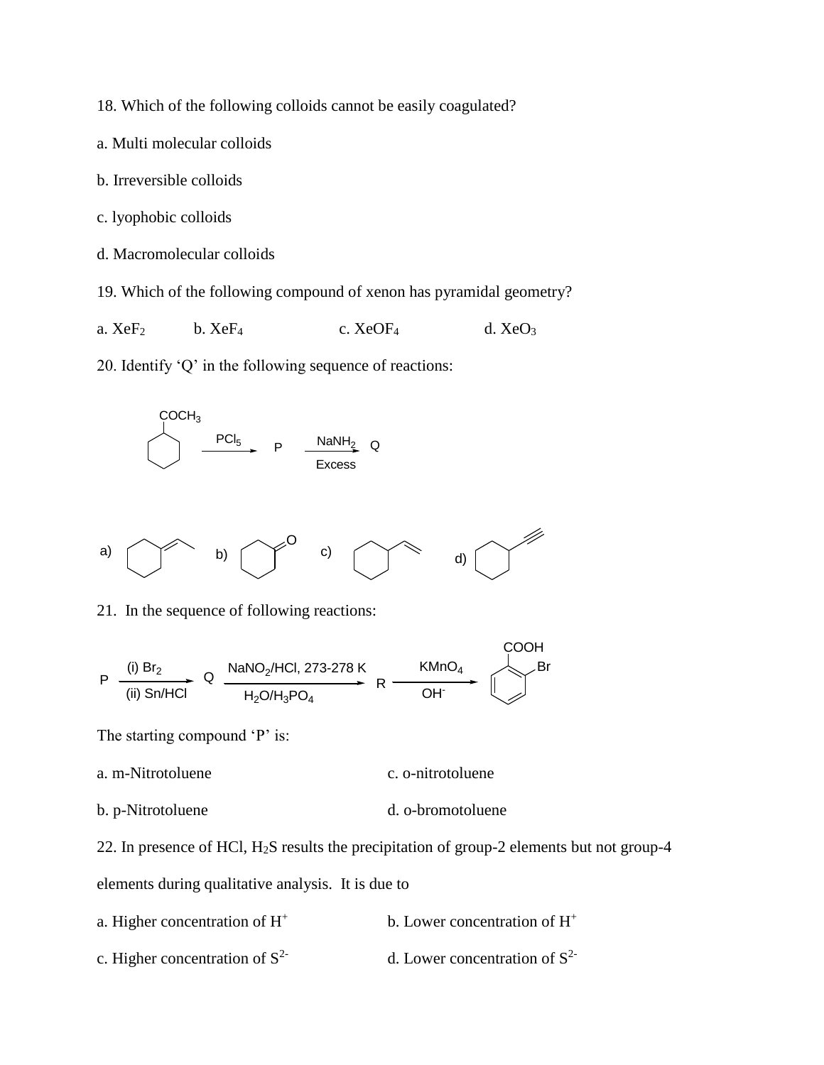18. Which of the following colloids cannot be easily coagulated?

a. Multi molecular colloids

b. Irreversible colloids

c. lyophobic colloids

d. Macromolecular colloids

19. Which of the following compound of xenon has pyramidal geometry?

a. $XeF_2$  b. $XeF_4$  c. $XeOF_4$  d. $XeO_3$

20. Identify 'Q' in the following sequence of reactions:

Cyclohexyl–$COCH_3$ $\xrightarrow{PCl_5}$ P $\xrightarrow[\text{Excess}]{NaNH_2}$ Q

a) (cyclohexylidene ethane)  b) (cyclohexyl carbonyl compound)  c) (vinyl cyclohexane)  d) (ethynyl cyclohexane)

21. In the sequence of following reactions:

P $\xrightarrow[\text{(ii) Sn/HCl}]{\text{(i) } Br_2}$ Q $\xrightarrow[H_2O/H_3PO_4]{NaNO_2/HCl,\ 273\text{-}278\ K}$ R $\xrightarrow[OH^-]{KMnO_4}$ (o-bromobenzoic acid: COOH, Br)

The starting compound 'P' is:

a. m-Nitrotoluene

b. p-Nitrotoluene

c. o-nitrotoluene

d. o-bromotoluene

22. In presence of HCl, $H_2S$ results the precipitation of group-2 elements but not group-4 elements during qualitative analysis. It is due to

a. Higher concentration of $H^+$

b. Lower concentration of $H^+$

c. Higher concentration of $S^{2-}$

d. Lower concentration of $S^{2-}$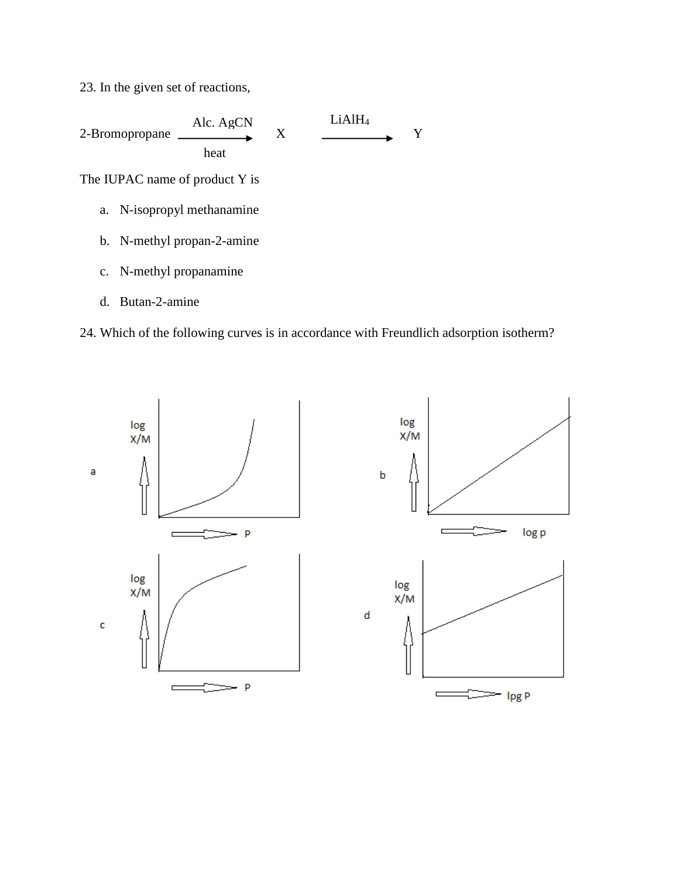23. In the given set of reactions,

$$\text{2-Bromopropane} \xrightarrow[\text{heat}]{\text{Alc. AgCN}} X \xrightarrow{LiAlH_4} Y$$

The IUPAC name of product Y is

a. N-isopropyl methanamine

b. N-methyl propan-2-amine

c. N-methyl propanamine

d. Butan-2-amine

24. Which of the following curves is in accordance with Freundlich adsorption isotherm?

a. (log X/M vs P)

b. (log X/M vs log p)

c. (log X/M vs P)

d. (log X/M vs lpg P)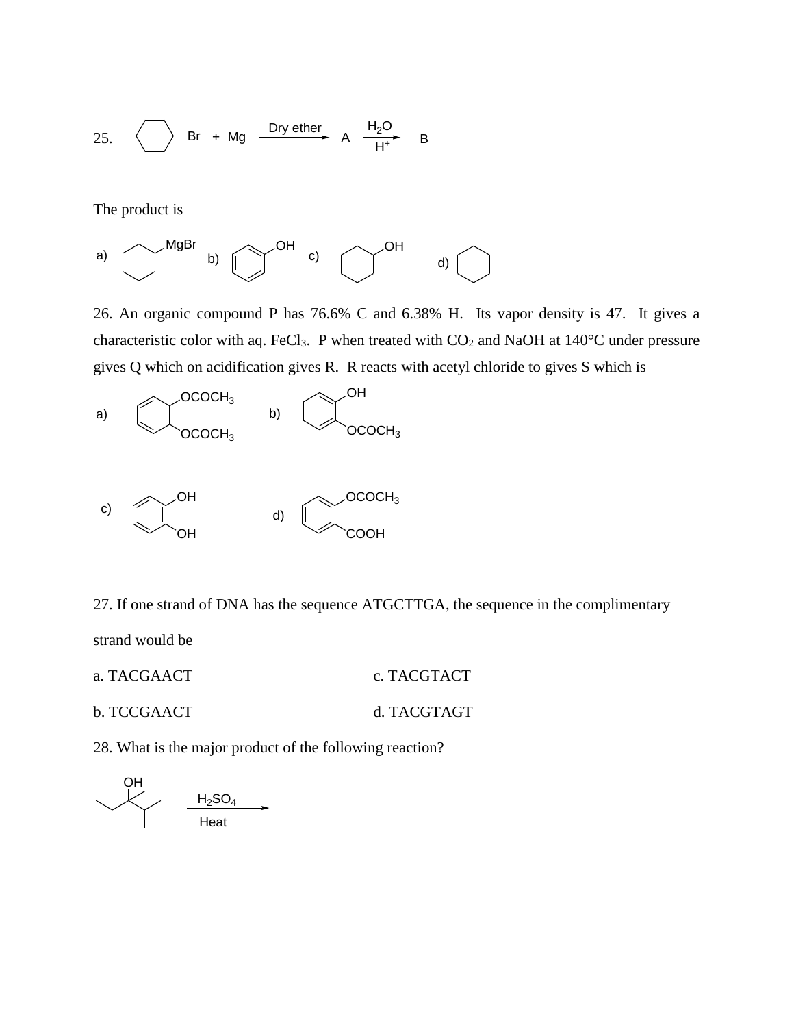25. Cyclohexyl–Br + Mg $\xrightarrow{\text{Dry ether}}$ A $\xrightarrow[H^+]{H_2O}$ B

The product is

a) Cyclohexyl–MgBr    b) Phenol (benzene–OH)    c) Cyclohexanol (cyclohexane–OH)    d) Cyclohexane

26. An organic compound P has 76.6% C and 6.38% H. Its vapor density is 47. It gives a characteristic color with aq. $FeCl_3$. P when treated with $CO_2$ and NaOH at 140°C under pressure gives Q which on acidification gives R. R reacts with acetyl chloride to gives S which is

a) Benzene with ortho $OCOCH_3$ and $OCOCH_3$    b) Benzene with ortho OH and $OCOCH_3$

c) Benzene with ortho OH and OH    d) Benzene with ortho $OCOCH_3$ and COOH

27. If one strand of DNA has the sequence ATGCTTGA, the sequence in the complimentary strand would be

a. TACGAACT    c. TACGTACT

b. TCCGAACT    d. TACGTAGT

28. What is the major product of the following reaction?

2,3-Dimethylpentan-3-ol (OH on C bearing methyl, ethyl and isopropyl) $\xrightarrow[\text{Heat}]{H_2SO_4}$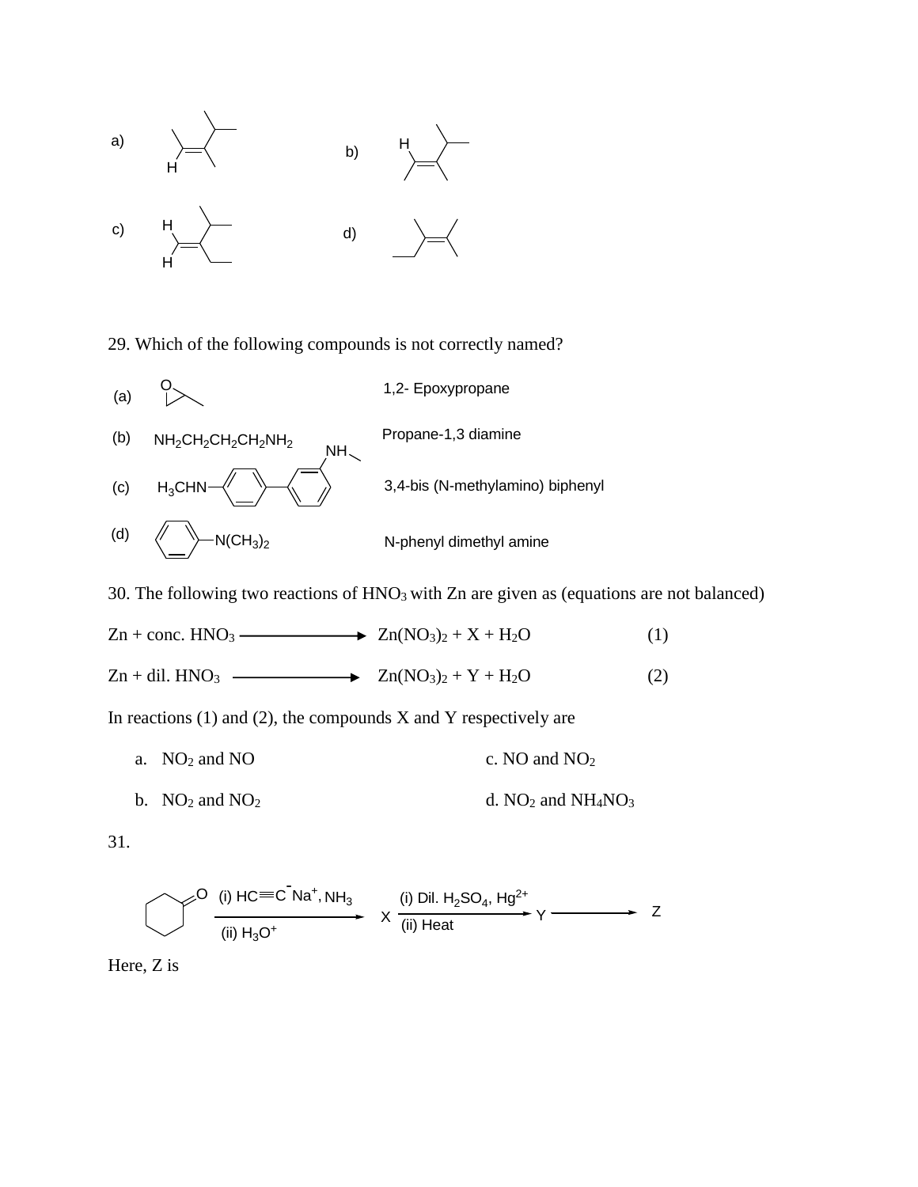a) 

b) 

c) 

d) 

29. Which of the following compounds is not correctly named?

(a) 1,2- Epoxypropane

(b) $NH_2CH_2CH_2CH_2NH_2$ Propane-1,3 diamine

(c) $H_3CHN$– 3,4-bis (N-methylamino) biphenyl

(d) –$N(CH_3)_2$ N-phenyl dimethyl amine

30. The following two reactions of $HNO_3$ with Zn are given as (equations are not balanced)

Zn + conc. $HNO_3$ ⟶ $Zn(NO_3)_2 + X + H_2O$ (1)

Zn + dil. $HNO_3$ ⟶ $Zn(NO_3)_2 + Y + H_2O$ (2)

In reactions (1) and (2), the compounds X and Y respectively are

a. $NO_2$ and NO

b. $NO_2$ and $NO_2$

c. NO and $NO_2$

d. $NO_2$ and $NH_4NO_3$

31.

Cyclohexanone $\xrightarrow[\text{(ii) } H_3O^+]{\text{(i) } HC{\equiv}C^-Na^+,\ NH_3}$ X $\xrightarrow[\text{(ii) Heat}]{\text{(i) Dil. } H_2SO_4,\ Hg^{2+}}$ Y ⟶ Z

Here, Z is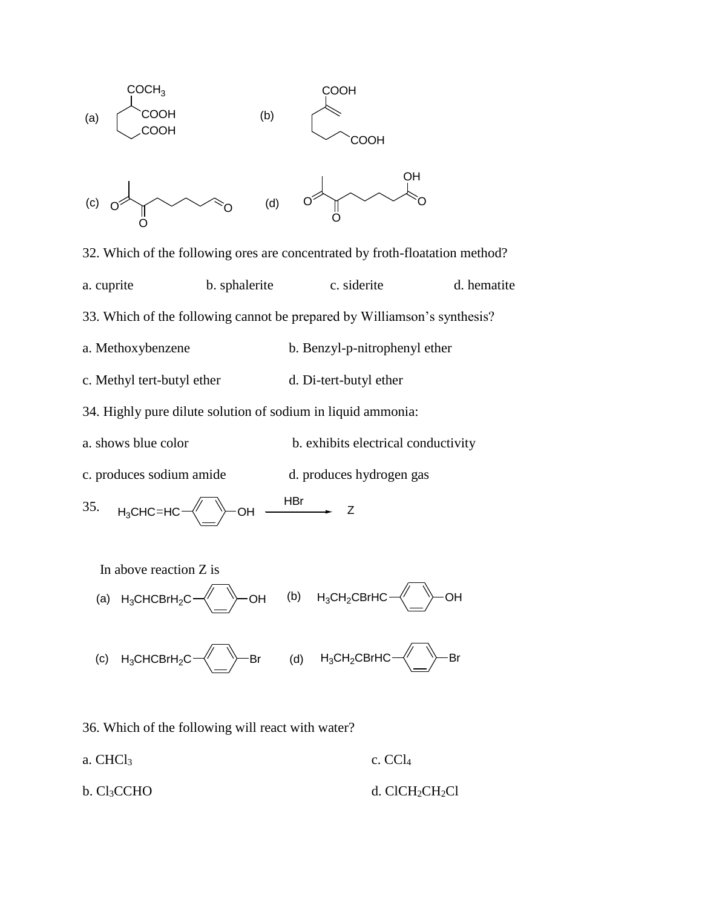(a) [structure: chain with $COCH_3$ substituent, COOH, COOH]

(b) [structure: COOH on alkene carbon, chain ending with COOH]

(c) [structure: diketone chain ending with aldehyde]

(d) [structure: diketone chain ending with COOH (OH, =O)]

32. Which of the following ores are concentrated by froth-floatation method?

a. cuprite b. sphalerite c. siderite d. hematite

33. Which of the following cannot be prepared by Williamson's synthesis?

a. Methoxybenzene b. Benzyl-p-nitrophenyl ether

c. Methyl tert-butyl ether d. Di-tert-butyl ether

34. Highly pure dilute solution of sodium in liquid ammonia:

a. shows blue color b. exhibits electrical conductivity

c. produces sodium amide d. produces hydrogen gas

35. $H_3CHC{=}HC{-}C_6H_4{-}OH \xrightarrow{HBr} Z$

In above reaction Z is

(a) $H_3CHCBrH_2C{-}C_6H_4{-}OH$ (b) $H_3CH_2CBrHC{-}C_6H_4{-}OH$

(c) $H_3CHCBrH_2C{-}C_6H_4{-}Br$ (d) $H_3CH_2CBrHC{-}C_6H_4{-}Br$

36. Which of the following will react with water?

a. $CHCl_3$ c. $CCl_4$

b. $Cl_3CCHO$ d. $ClCH_2CH_2Cl$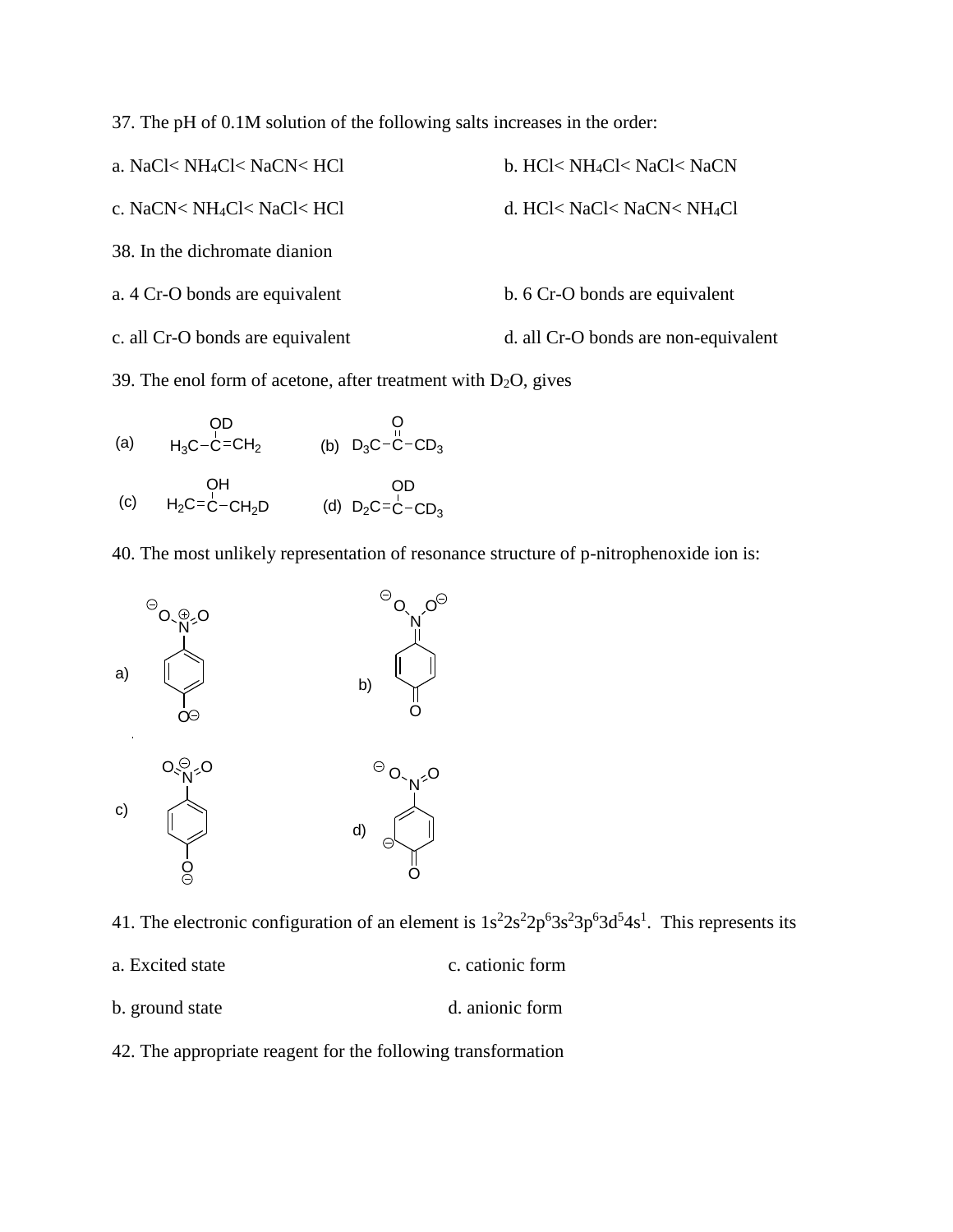37. The pH of 0.1M solution of the following salts increases in the order:

a. $NaCl < NH_4Cl < NaCN < HCl$

b. $HCl < NH_4Cl < NaCl < NaCN$

c. $NaCN < NH_4Cl < NaCl < HCl$

d. $HCl < NaCl < NaCN < NH_4Cl$

38. In the dichromate dianion

a. 4 Cr-O bonds are equivalent

b. 6 Cr-O bonds are equivalent

c. all Cr-O bonds are equivalent

d. all Cr-O bonds are non-equivalent

39. The enol form of acetone, after treatment with $D_2O$, gives

(a) $H_3C-C(OD)=CH_2$

(b) $D_3C-C(=O)-CD_3$

(c) $H_2C=C(OH)-CH_2D$

(d) $D_2C=C(OD)-CD_3$

40. The most unlikely representation of resonance structure of p-nitrophenoxide ion is:

a) [p-nitrophenoxide with $^{\ominus}O-N^{\oplus}=O$ on the ring and $O^{\ominus}$ at the para position]

b) [quinonoid structure with $^{\ominus}O-N(-O^{\ominus})=$ ring and C=O at the para position]

c) [p-nitrophenoxide with $O=N^{\ominus}=O$ on the ring and $O^{\ominus}$ at the para position]

d) [quinonoid-type ring with $^{\ominus}O-N=O$, a ring carbanion ($\ominus$) and C=O at the para position]

41. The electronic configuration of an element is $1s^2 2s^2 2p^6 3s^2 3p^6 3d^5 4s^1$. This represents its

a. Excited state

b. ground state

c. cationic form

d. anionic form

42. The appropriate reagent for the following transformation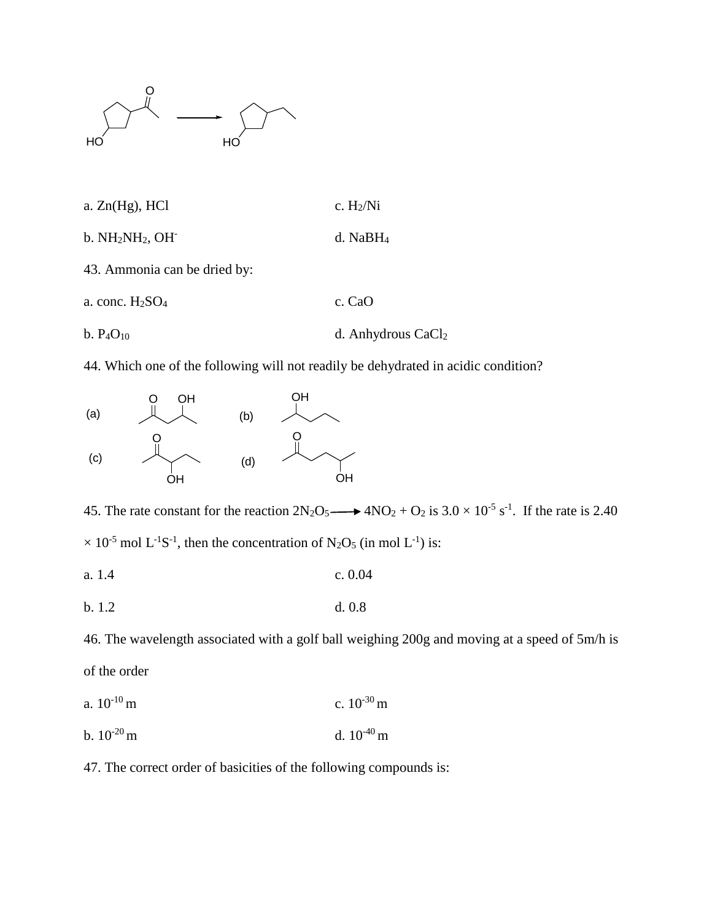a. Zn(Hg), HCl

b. $NH_2NH_2$, $OH^-$

c. $H_2$/Ni

d. $NaBH_4$

43. Ammonia can be dried by:

a. conc. $H_2SO_4$

b. $P_4O_{10}$

c. CaO

d. Anhydrous $CaCl_2$

44. Which one of the following will not readily be dehydrated in acidic condition?

(a)

(b)

(c)

(d)

45. The rate constant for the reaction $2N_2O_5 \longrightarrow 4NO_2 + O_2$ is $3.0 \times 10^{-5}$ $s^{-1}$. If the rate is $2.40 \times 10^{-5}$ mol $L^{-1}S^{-1}$, then the concentration of $N_2O_5$ (in mol $L^{-1}$) is:

a. 1.4

b. 1.2

c. 0.04

d. 0.8

46. The wavelength associated with a golf ball weighing 200g and moving at a speed of 5m/h is of the order

a. $10^{-10}$ m

b. $10^{-20}$ m

c. $10^{-30}$ m

d. $10^{-40}$ m

47. The correct order of basicities of the following compounds is: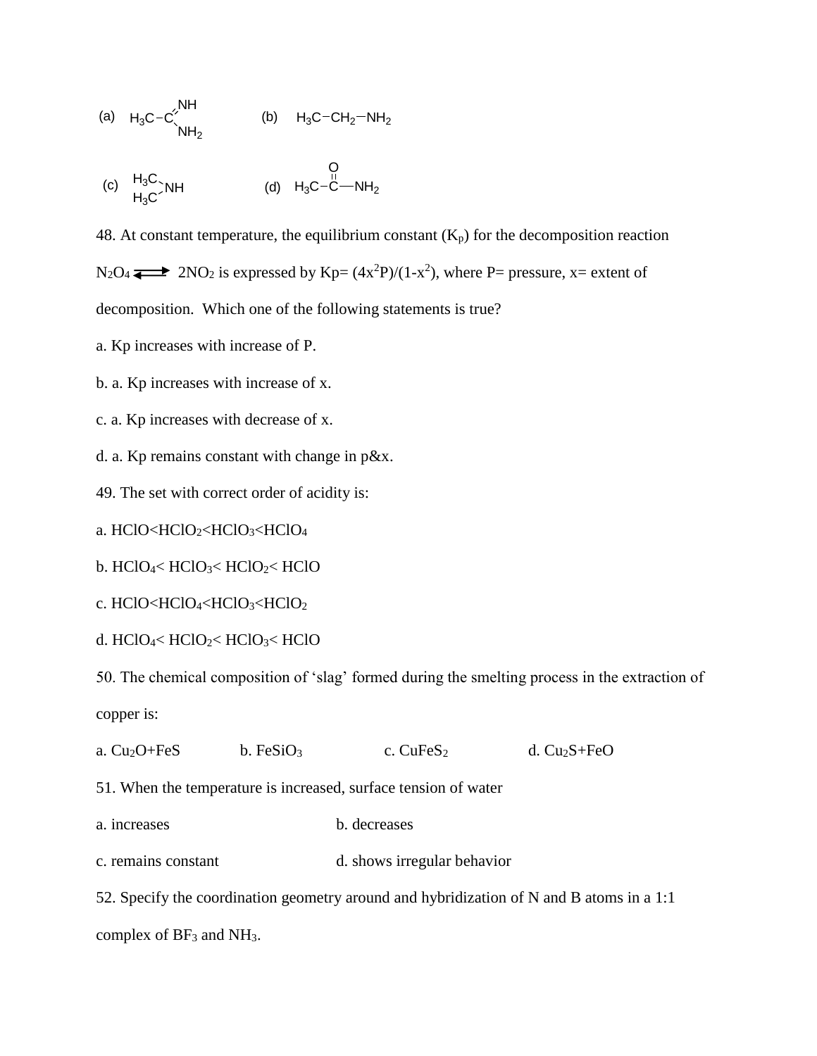(a) $H_3C-C(=NH)-NH_2$ (b) $H_3C-CH_2-NH_2$

(c) $(H_3C)_2NH$ (d) $H_3C-C(=O)-NH_2$

48. At constant temperature, the equilibrium constant ($K_p$) for the decomposition reaction

$N_2O_4 \rightleftharpoons 2NO_2$ is expressed by $K_p = (4x^2P)/(1-x^2)$, where P= pressure, x= extent of

decomposition. Which one of the following statements is true?

a. Kp increases with increase of P.

b. a. Kp increases with increase of x.

c. a. Kp increases with decrease of x.

d. a. Kp remains constant with change in p&x.

49. The set with correct order of acidity is:

a. $HClO<HClO_2<HClO_3<HClO_4$

b. $HClO_4< HClO_3< HClO_2< HClO$

c. $HClO<HClO_4<HClO_3<HClO_2$

d. $HClO_4< HClO_2< HClO_3< HClO$

50. The chemical composition of 'slag' formed during the smelting process in the extraction of copper is:

a. $Cu_2O+FeS$ b. $FeSiO_3$ c. $CuFeS_2$ d. $Cu_2S+FeO$

51. When the temperature is increased, surface tension of water

a. increases b. decreases

c. remains constant d. shows irregular behavior

52. Specify the coordination geometry around and hybridization of N and B atoms in a 1:1 complex of $BF_3$ and $NH_3$.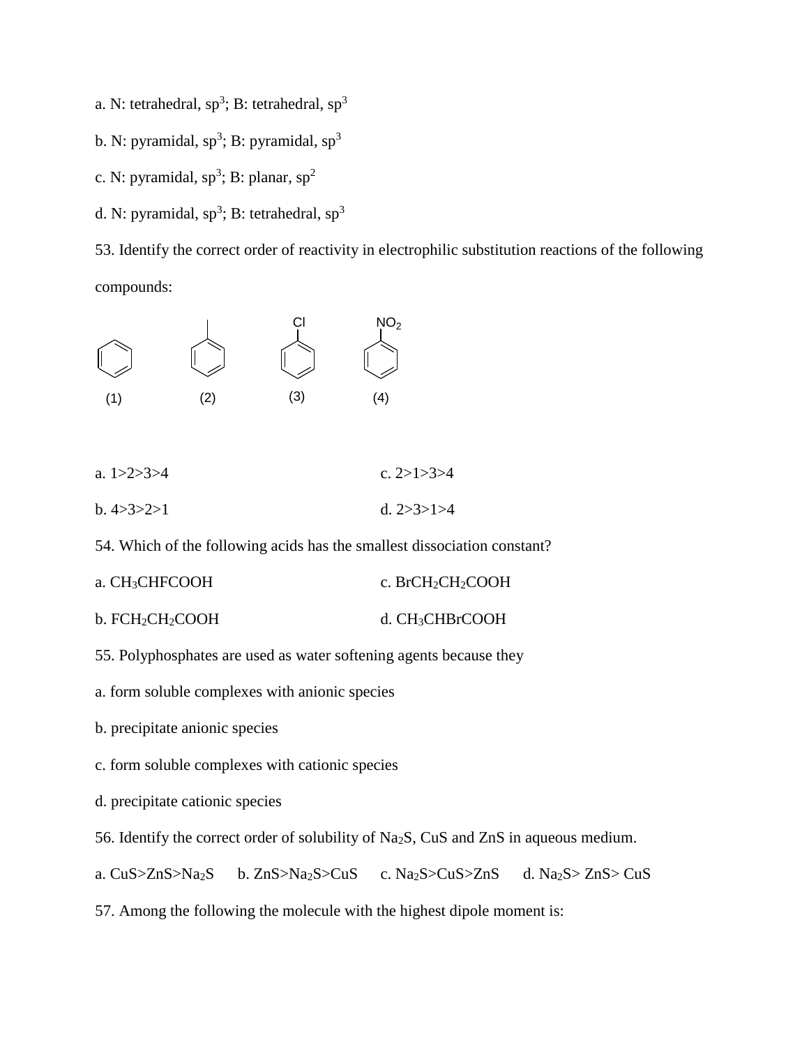a. N: tetrahedral, $sp^3$; B: tetrahedral, $sp^3$

b. N: pyramidal, $sp^3$; B: pyramidal, $sp^3$

c. N: pyramidal, $sp^3$; B: planar, $sp^2$

d. N: pyramidal, $sp^3$; B: tetrahedral, $sp^3$

53. Identify the correct order of reactivity in electrophilic substitution reactions of the following compounds:

(1) benzene (2) toluene ($CH_3$) (3) chlorobenzene (Cl) (4) nitrobenzene ($NO_2$)

a. 1>2>3>4 c. 2>1>3>4

b. 4>3>2>1 d. 2>3>1>4

54. Which of the following acids has the smallest dissociation constant?

a. $CH_3CHFCOOH$ c. $BrCH_2CH_2COOH$

b. $FCH_2CH_2COOH$ d. $CH_3CHBrCOOH$

55. Polyphosphates are used as water softening agents because they

a. form soluble complexes with anionic species

b. precipitate anionic species

c. form soluble complexes with cationic species

d. precipitate cationic species

56. Identify the correct order of solubility of $Na_2S$, CuS and ZnS in aqueous medium.

a. CuS>ZnS>$Na_2S$ b. ZnS>$Na_2S$>CuS c. $Na_2S$>CuS>ZnS d. $Na_2S$> ZnS> CuS

57. Among the following the molecule with the highest dipole moment is: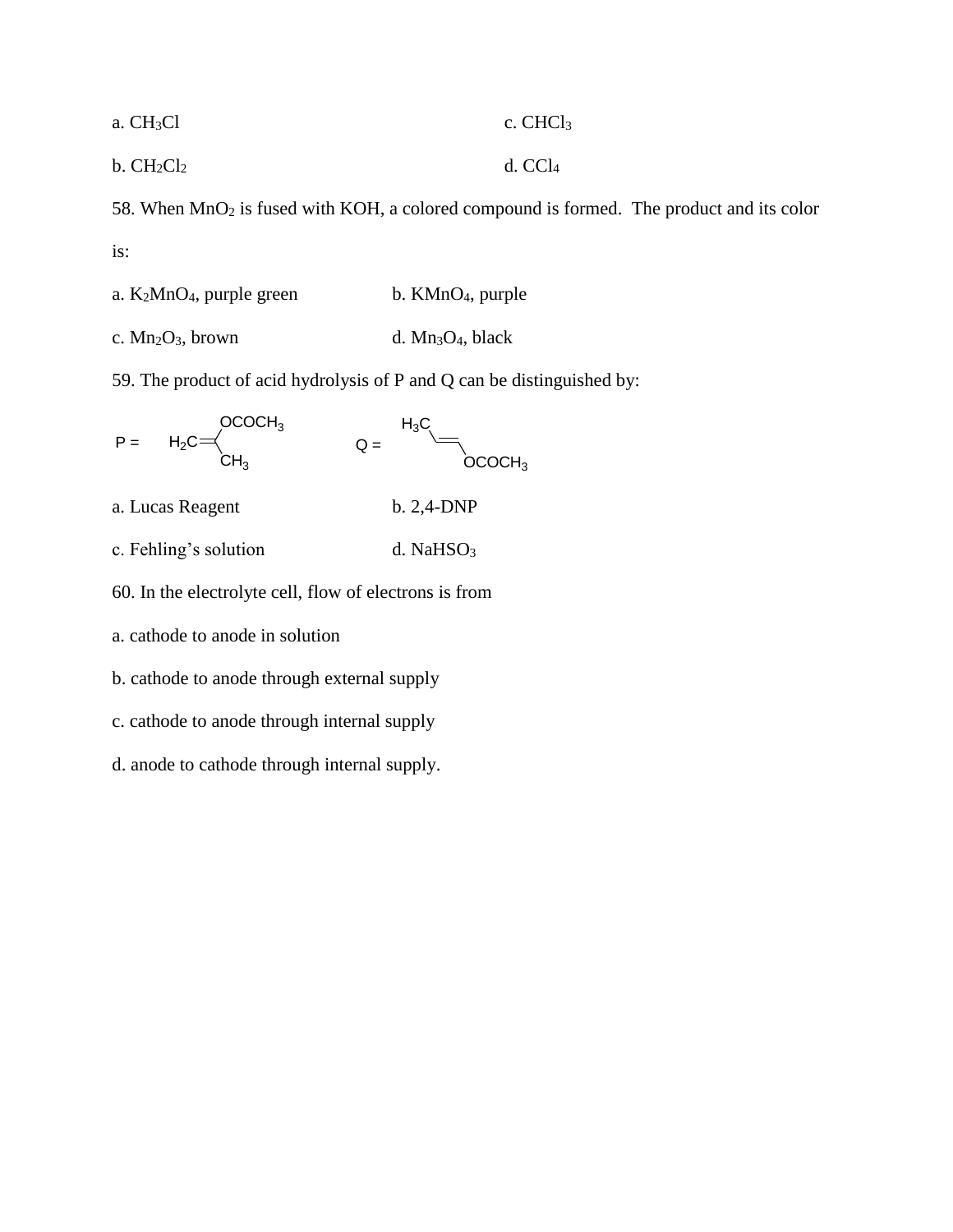a. $CH_3Cl$

b. $CH_2Cl_2$

c. $CHCl_3$

d. $CCl_4$

58. When $MnO_2$ is fused with KOH, a colored compound is formed. The product and its color is:

a. $K_2MnO_4$, purple green

b. $KMnO_4$, purple

c. $Mn_2O_3$, brown

d. $Mn_3O_4$, black

59. The product of acid hydrolysis of P and Q can be distinguished by:

P = $H_2C{=}C(OCOCH_3)(CH_3)$    Q = $H_3C{-}CH{=}CH{-}OCOCH_3$

a. Lucas Reagent

b. 2,4-DNP

c. Fehling's solution

d. $NaHSO_3$

60. In the electrolyte cell, flow of electrons is from

a. cathode to anode in solution

b. cathode to anode through external supply

c. cathode to anode through internal supply

d. anode to cathode through internal supply.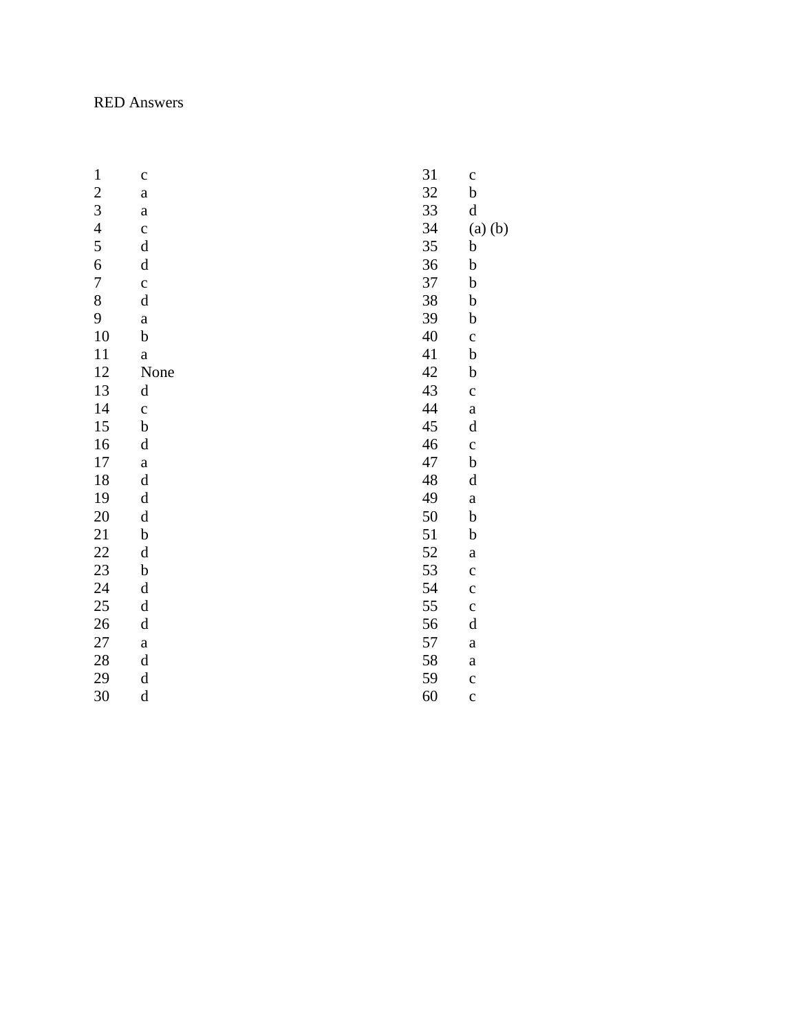RED Answers

| | | | |
|---|---|---|---|
| 1 | c | 31 | c |
| 2 | a | 32 | b |
| 3 | a | 33 | d |
| 4 | c | 34 | (a) (b) |
| 5 | d | 35 | b |
| 6 | d | 36 | b |
| 7 | c | 37 | b |
| 8 | d | 38 | b |
| 9 | a | 39 | b |
| 10 | b | 40 | c |
| 11 | a | 41 | b |
| 12 | None | 42 | b |
| 13 | d | 43 | c |
| 14 | c | 44 | a |
| 15 | b | 45 | d |
| 16 | d | 46 | c |
| 17 | a | 47 | b |
| 18 | d | 48 | d |
| 19 | d | 49 | a |
| 20 | d | 50 | b |
| 21 | b | 51 | b |
| 22 | d | 52 | a |
| 23 | b | 53 | c |
| 24 | d | 54 | c |
| 25 | d | 55 | c |
| 26 | d | 56 | d |
| 27 | a | 57 | a |
| 28 | d | 58 | a |
| 29 | d | 59 | c |
| 30 | d | 60 | c |